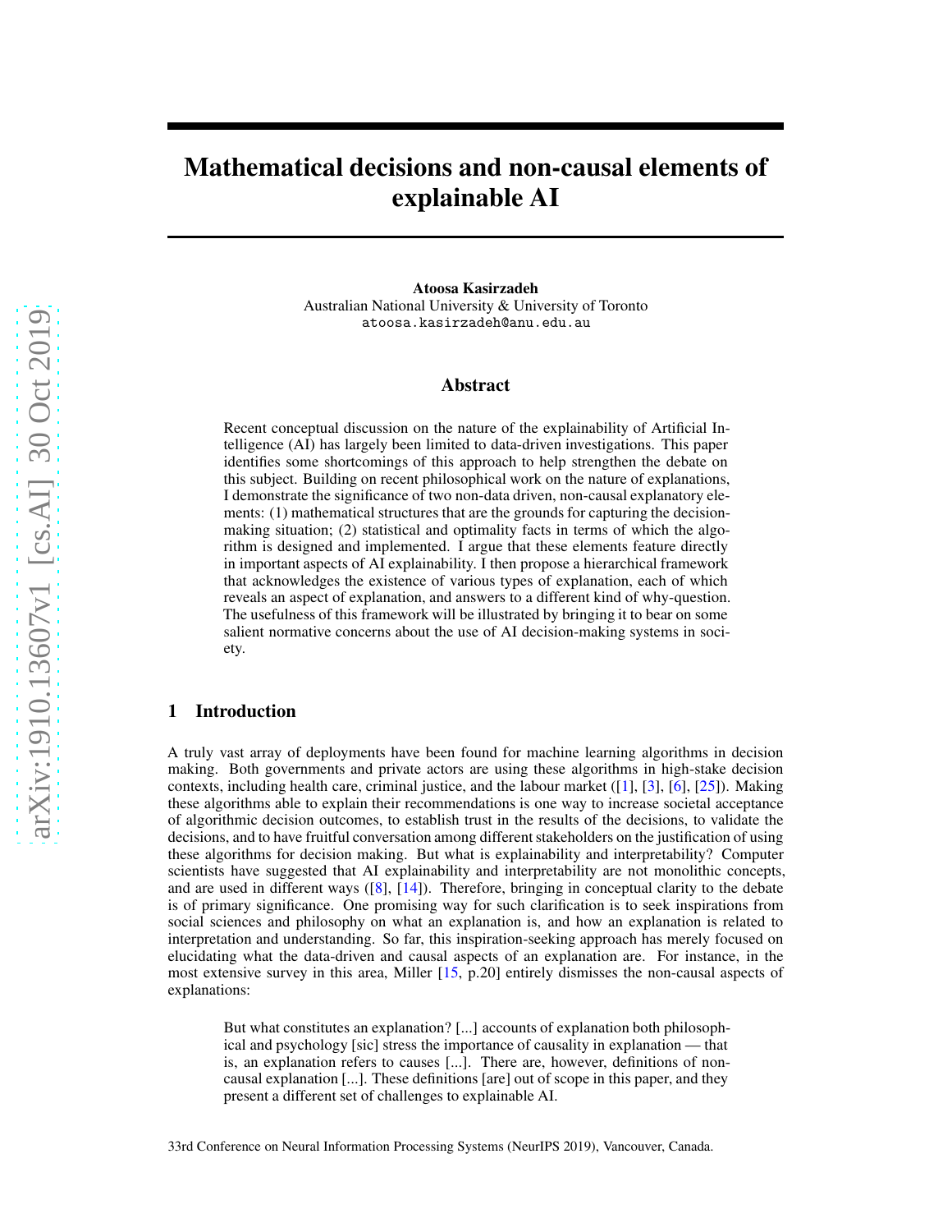# Mathematical decisions and non-causal elements of explainable AI

**Atoosa Kasirzadeh**
Australian National University & University of Toronto
atoosa.kasirzadeh@anu.edu.au

## Abstract

Recent conceptual discussion on the nature of the explainability of Artificial Intelligence (AI) has largely been limited to data-driven investigations. This paper identifies some shortcomings of this approach to help strengthen the debate on this subject. Building on recent philosophical work on the nature of explanations, I demonstrate the significance of two non-data driven, non-causal explanatory elements: (1) mathematical structures that are the grounds for capturing the decision-making situation; (2) statistical and optimality facts in terms of which the algorithm is designed and implemented. I argue that these elements feature directly in important aspects of AI explainability. I then propose a hierarchical framework that acknowledges the existence of various types of explanation, each of which reveals an aspect of explanation, and answers to a different kind of why-question. The usefulness of this framework will be illustrated by bringing it to bear on some salient normative concerns about the use of AI decision-making systems in society.

## 1 Introduction

A truly vast array of deployments have been found for machine learning algorithms in decision making. Both governments and private actors are using these algorithms in high-stake decision contexts, including health care, criminal justice, and the labour market ([1], [3], [6], [25]). Making these algorithms able to explain their recommendations is one way to increase societal acceptance of algorithmic decision outcomes, to establish trust in the results of the decisions, to validate the decisions, and to have fruitful conversation among different stakeholders on the justification of using these algorithms for decision making. But what is explainability and interpretability? Computer scientists have suggested that AI explainability and interpretability are not monolithic concepts, and are used in different ways ([8], [14]). Therefore, bringing in conceptual clarity to the debate is of primary significance. One promising way for such clarification is to seek inspirations from social sciences and philosophy on what an explanation is, and how an explanation is related to interpretation and understanding. So far, this inspiration-seeking approach has merely focused on elucidating what the data-driven and causal aspects of an explanation are. For instance, in the most extensive survey in this area, Miller [15, p.20] entirely dismisses the non-causal aspects of explanations:

> But what constitutes an explanation? [...] accounts of explanation both philosophical and psychology [sic] stress the importance of causality in explanation — that is, an explanation refers to causes [...]. There are, however, definitions of non-causal explanation [...]. These definitions [are] out of scope in this paper, and they present a different set of challenges to explainable AI.

33rd Conference on Neural Information Processing Systems (NeurIPS 2019), Vancouver, Canada.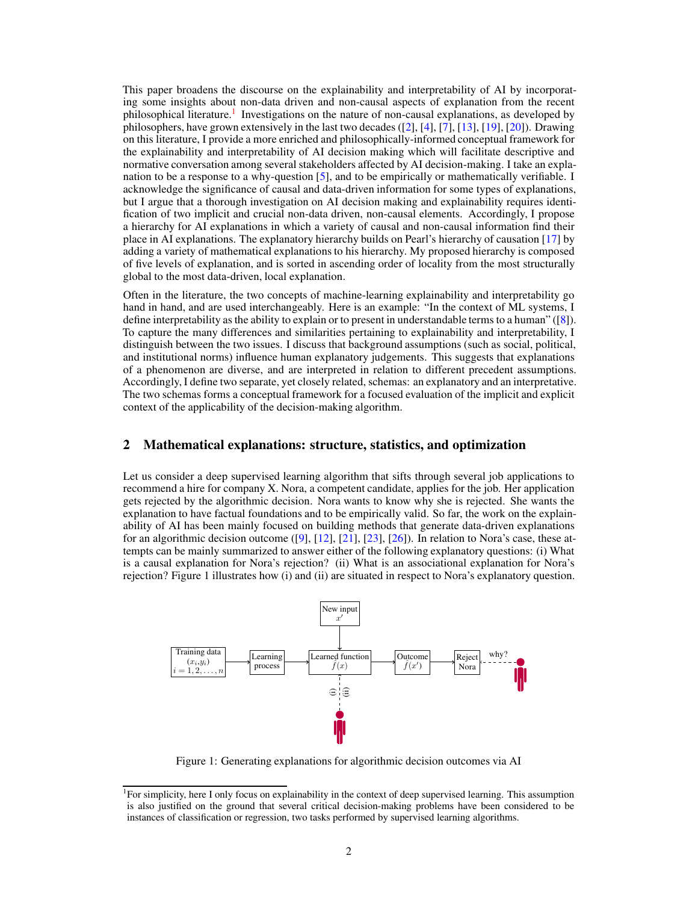This paper broadens the discourse on the explainability and interpretability of AI by incorporating some insights about non-data driven and non-causal aspects of explanation from the recent philosophical literature.[1] Investigations on the nature of non-causal explanations, as developed by philosophers, have grown extensively in the last two decades ([2], [4], [7], [13], [19], [20]). Drawing on this literature, I provide a more enriched and philosophically-informed conceptual framework for the explainability and interpretability of AI decision making which will facilitate descriptive and normative conversation among several stakeholders affected by AI decision-making. I take an explanation to be a response to a why-question [5], and to be empirically or mathematically verifiable. I acknowledge the significance of causal and data-driven information for some types of explanations, but I argue that a thorough investigation on AI decision making and explainability requires identification of two implicit and crucial non-data driven, non-causal elements. Accordingly, I propose a hierarchy for AI explanations in which a variety of causal and non-causal information find their place in AI explanations. The explanatory hierarchy builds on Pearl's hierarchy of causation [17] by adding a variety of mathematical explanations to his hierarchy. My proposed hierarchy is composed of five levels of explanation, and is sorted in ascending order of locality from the most structurally global to the most data-driven, local explanation.

Often in the literature, the two concepts of machine-learning explainability and interpretability go hand in hand, and are used interchangeably. Here is an example: "In the context of ML systems, I define interpretability as the ability to explain or to present in understandable terms to a human" ([8]). To capture the many differences and similarities pertaining to explainability and interpretability, I distinguish between the two issues. I discuss that background assumptions (such as social, political, and institutional norms) influence human explanatory judgements. This suggests that explanations of a phenomenon are diverse, and are interpreted in relation to different precedent assumptions. Accordingly, I define two separate, yet closely related, schemas: an explanatory and an interpretative. The two schemas forms a conceptual framework for a focused evaluation of the implicit and explicit context of the applicability of the decision-making algorithm.

## 2 Mathematical explanations: structure, statistics, and optimization

Let us consider a deep supervised learning algorithm that sifts through several job applications to recommend a hire for company X. Nora, a competent candidate, applies for the job. Her application gets rejected by the algorithmic decision. Nora wants to know why she is rejected. She wants the explanation to have factual foundations and to be empirically valid. So far, the work on the explainability of AI has been mainly focused on building methods that generate data-driven explanations for an algorithmic decision outcome ([9], [12], [21], [23], [26]). In relation to Nora's case, these attempts can be mainly summarized to answer either of the following explanatory questions: (i) What is a causal explanation for Nora's rejection? (ii) What is an associational explanation for Nora's rejection? Figure 1 illustrates how (i) and (ii) are situated in respect to Nora's explanatory question.

Training data $(x_i, y_i)$ $i = 1, 2, \ldots, n$ → Learning process → Learned function $\hat{f}(x)$ → Outcome $\hat{f}(x')$ → Reject Nora ← why?

New input $x'$ → Learned function $\hat{f}(x)$; (i) (ii)

Figure 1: Generating explanations for algorithmic decision outcomes via AI

[1] For simplicity, here I only focus on explainability in the context of deep supervised learning. This assumption is also justified on the ground that several critical decision-making problems have been considered to be instances of classification or regression, two tasks performed by supervised learning algorithms.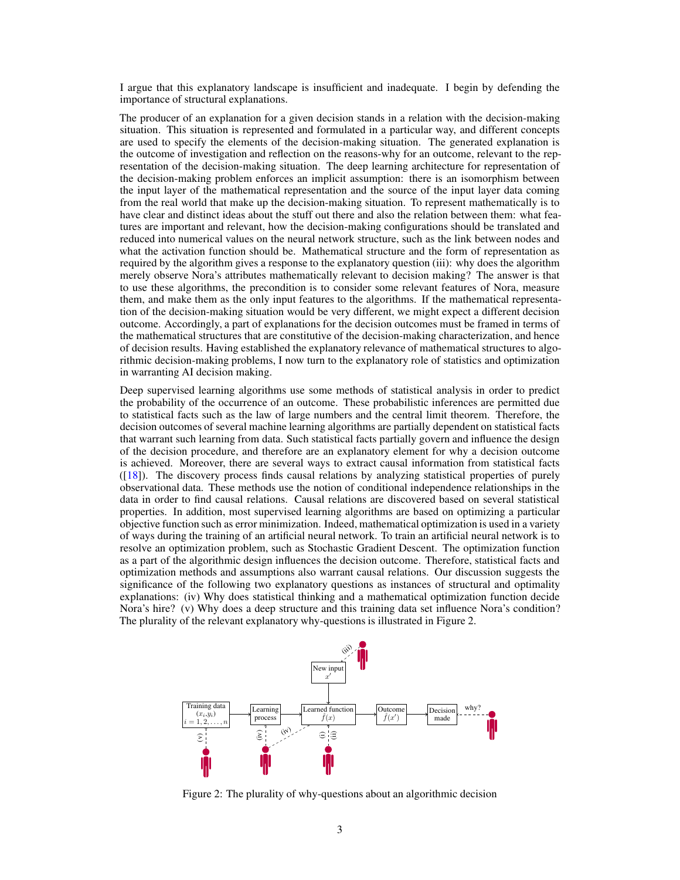I argue that this explanatory landscape is insufficient and inadequate. I begin by defending the importance of structural explanations.

The producer of an explanation for a given decision stands in a relation with the decision-making situation. This situation is represented and formulated in a particular way, and different concepts are used to specify the elements of the decision-making situation. The generated explanation is the outcome of investigation and reflection on the reasons-why for an outcome, relevant to the representation of the decision-making situation. The deep learning architecture for representation of the decision-making problem enforces an implicit assumption: there is an isomorphism between the input layer of the mathematical representation and the source of the input layer data coming from the real world that make up the decision-making situation. To represent mathematically is to have clear and distinct ideas about the stuff out there and also the relation between them: what features are important and relevant, how the decision-making configurations should be translated and reduced into numerical values on the neural network structure, such as the link between nodes and what the activation function should be. Mathematical structure and the form of representation as required by the algorithm gives a response to the explanatory question (iii): why does the algorithm merely observe Nora's attributes mathematically relevant to decision making? The answer is that to use these algorithms, the precondition is to consider some relevant features of Nora, measure them, and make them as the only input features to the algorithms. If the mathematical representation of the decision-making situation would be very different, we might expect a different decision outcome. Accordingly, a part of explanations for the decision outcomes must be framed in terms of the mathematical structures that are constitutive of the decision-making characterization, and hence of decision results. Having established the explanatory relevance of mathematical structures to algorithmic decision-making problems, I now turn to the explanatory role of statistics and optimization in warranting AI decision making.

Deep supervised learning algorithms use some methods of statistical analysis in order to predict the probability of the occurrence of an outcome. These probabilistic inferences are permitted due to statistical facts such as the law of large numbers and the central limit theorem. Therefore, the decision outcomes of several machine learning algorithms are partially dependent on statistical facts that warrant such learning from data. Such statistical facts partially govern and influence the design of the decision procedure, and therefore are an explanatory element for why a decision outcome is achieved. Moreover, there are several ways to extract causal information from statistical facts ([18]). The discovery process finds causal relations by analyzing statistical properties of purely observational data. These methods use the notion of conditional independence relationships in the data in order to find causal relations. Causal relations are discovered based on several statistical properties. In addition, most supervised learning algorithms are based on optimizing a particular objective function such as error minimization. Indeed, mathematical optimization is used in a variety of ways during the training of an artificial neural network. To train an artificial neural network is to resolve an optimization problem, such as Stochastic Gradient Descent. The optimization function as a part of the algorithmic design influences the decision outcome. Therefore, statistical facts and optimization methods and assumptions also warrant causal relations. Our discussion suggests the significance of the following two explanatory questions as instances of structural and optimality explanations: (iv) Why does statistical thinking and a mathematical optimization function decide Nora's hire? (v) Why does a deep structure and this training data set influence Nora's condition? The plurality of the relevant explanatory why-questions is illustrated in Figure 2.

Figure 2: The plurality of why-questions about an algorithmic decision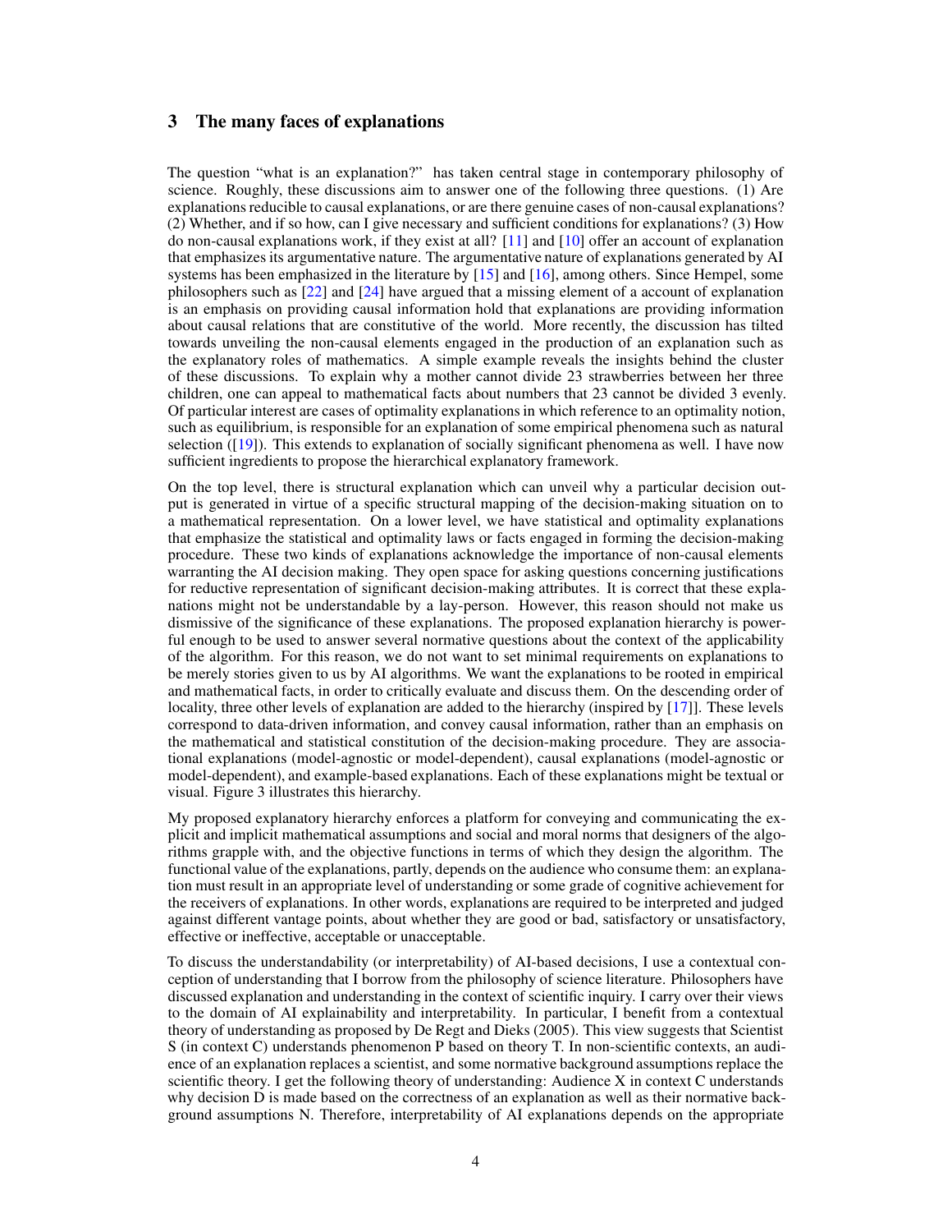## 3 The many faces of explanations

The question "what is an explanation?" has taken central stage in contemporary philosophy of science. Roughly, these discussions aim to answer one of the following three questions. (1) Are explanations reducible to causal explanations, or are there genuine cases of non-causal explanations? (2) Whether, and if so how, can I give necessary and sufficient conditions for explanations? (3) How do non-causal explanations work, if they exist at all? [11] and [10] offer an account of explanation that emphasizes its argumentative nature. The argumentative nature of explanations generated by AI systems has been emphasized in the literature by [15] and [16], among others. Since Hempel, some philosophers such as [22] and [24] have argued that a missing element of a account of explanation is an emphasis on providing causal information hold that explanations are providing information about causal relations that are constitutive of the world. More recently, the discussion has tilted towards unveiling the non-causal elements engaged in the production of an explanation such as the explanatory roles of mathematics. A simple example reveals the insights behind the cluster of these discussions. To explain why a mother cannot divide 23 strawberries between her three children, one can appeal to mathematical facts about numbers that 23 cannot be divided 3 evenly. Of particular interest are cases of optimality explanations in which reference to an optimality notion, such as equilibrium, is responsible for an explanation of some empirical phenomena such as natural selection ([19]). This extends to explanation of socially significant phenomena as well. I have now sufficient ingredients to propose the hierarchical explanatory framework.

On the top level, there is structural explanation which can unveil why a particular decision output is generated in virtue of a specific structural mapping of the decision-making situation on to a mathematical representation. On a lower level, we have statistical and optimality explanations that emphasize the statistical and optimality laws or facts engaged in forming the decision-making procedure. These two kinds of explanations acknowledge the importance of non-causal elements warranting the AI decision making. They open space for asking questions concerning justifications for reductive representation of significant decision-making attributes. It is correct that these explanations might not be understandable by a lay-person. However, this reason should not make us dismissive of the significance of these explanations. The proposed explanation hierarchy is powerful enough to be used to answer several normative questions about the context of the applicability of the algorithm. For this reason, we do not want to set minimal requirements on explanations to be merely stories given to us by AI algorithms. We want the explanations to be rooted in empirical and mathematical facts, in order to critically evaluate and discuss them. On the descending order of locality, three other levels of explanation are added to the hierarchy (inspired by [17]]. These levels correspond to data-driven information, and convey causal information, rather than an emphasis on the mathematical and statistical constitution of the decision-making procedure. They are associational explanations (model-agnostic or model-dependent), causal explanations (model-agnostic or model-dependent), and example-based explanations. Each of these explanations might be textual or visual. Figure 3 illustrates this hierarchy.

My proposed explanatory hierarchy enforces a platform for conveying and communicating the explicit and implicit mathematical assumptions and social and moral norms that designers of the algorithms grapple with, and the objective functions in terms of which they design the algorithm. The functional value of the explanations, partly, depends on the audience who consume them: an explanation must result in an appropriate level of understanding or some grade of cognitive achievement for the receivers of explanations. In other words, explanations are required to be interpreted and judged against different vantage points, about whether they are good or bad, satisfactory or unsatisfactory, effective or ineffective, acceptable or unacceptable.

To discuss the understandability (or interpretability) of AI-based decisions, I use a contextual conception of understanding that I borrow from the philosophy of science literature. Philosophers have discussed explanation and understanding in the context of scientific inquiry. I carry over their views to the domain of AI explainability and interpretability. In particular, I benefit from a contextual theory of understanding as proposed by De Regt and Dieks (2005). This view suggests that Scientist S (in context C) understands phenomenon P based on theory T. In non-scientific contexts, an audience of an explanation replaces a scientist, and some normative background assumptions replace the scientific theory. I get the following theory of understanding: Audience X in context C understands why decision D is made based on the correctness of an explanation as well as their normative background assumptions N. Therefore, interpretability of AI explanations depends on the appropriate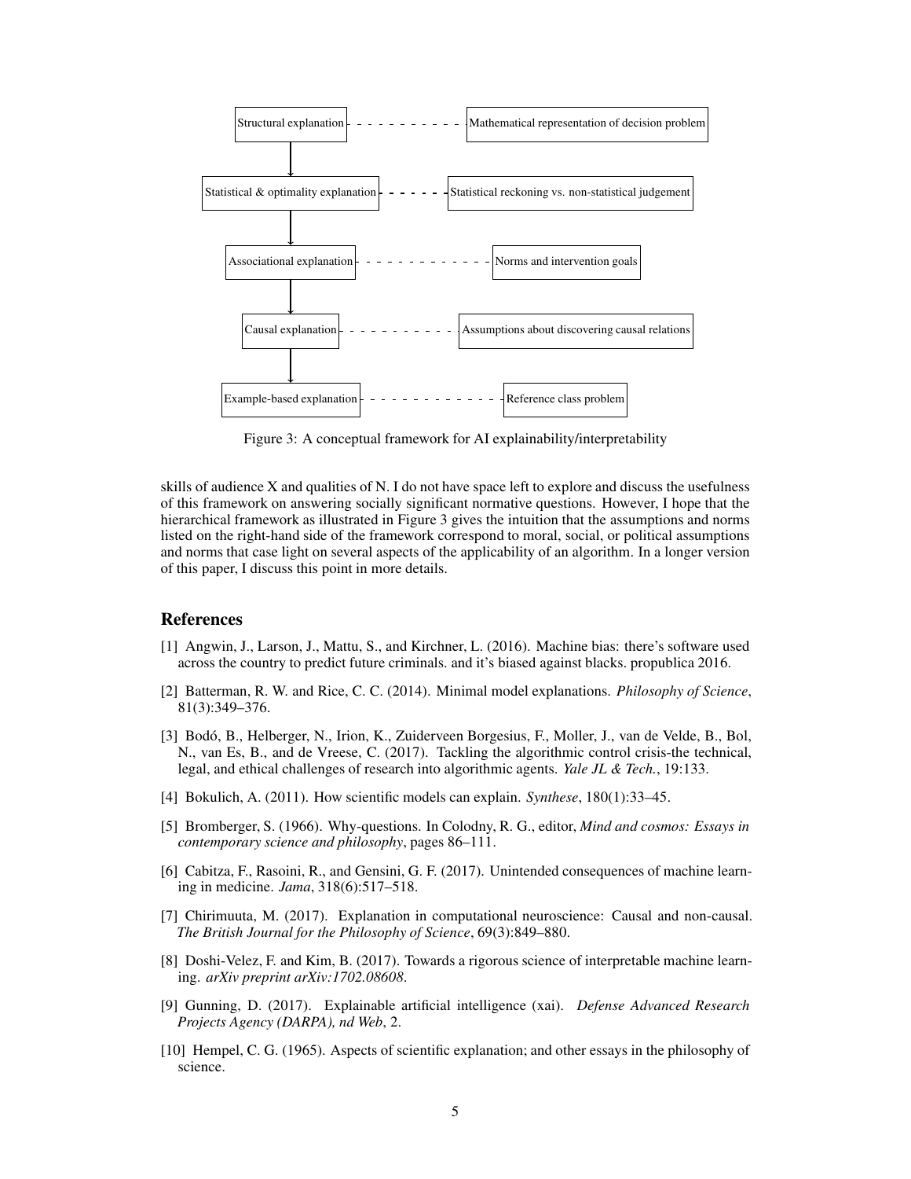Structural explanation - - - - - - - - - - Mathematical representation of decision problem

Statistical & optimality explanation - - - - - Statistical reckoning vs. non-statistical judgement

Associational explanation - - - - - - - - - - - - Norms and intervention goals

Causal explanation - - - - - - - - - - - Assumptions about discovering causal relations

Example-based explanation - - - - - - - - - - - - - Reference class problem

Figure 3: A conceptual framework for AI explainability/interpretability

skills of audience X and qualities of N. I do not have space left to explore and discuss the usefulness of this framework on answering socially significant normative questions. However, I hope that the hierarchical framework as illustrated in Figure 3 gives the intuition that the assumptions and norms listed on the right-hand side of the framework correspond to moral, social, or political assumptions and norms that case light on several aspects of the applicability of an algorithm. In a longer version of this paper, I discuss this point in more details.

## References

[1] Angwin, J., Larson, J., Mattu, S., and Kirchner, L. (2016). Machine bias: there's software used across the country to predict future criminals. and it's biased against blacks. propublica 2016.

[2] Batterman, R. W. and Rice, C. C. (2014). Minimal model explanations. *Philosophy of Science*, 81(3):349–376.

[3] Bodó, B., Helberger, N., Irion, K., Zuiderveen Borgesius, F., Moller, J., van de Velde, B., Bol, N., van Es, B., and de Vreese, C. (2017). Tackling the algorithmic control crisis-the technical, legal, and ethical challenges of research into algorithmic agents. *Yale JL & Tech.*, 19:133.

[4] Bokulich, A. (2011). How scientific models can explain. *Synthese*, 180(1):33–45.

[5] Bromberger, S. (1966). Why-questions. In Colodny, R. G., editor, *Mind and cosmos: Essays in contemporary science and philosophy*, pages 86–111.

[6] Cabitza, F., Rasoini, R., and Gensini, G. F. (2017). Unintended consequences of machine learning in medicine. *Jama*, 318(6):517–518.

[7] Chirimuuta, M. (2017). Explanation in computational neuroscience: Causal and non-causal. *The British Journal for the Philosophy of Science*, 69(3):849–880.

[8] Doshi-Velez, F. and Kim, B. (2017). Towards a rigorous science of interpretable machine learning. *arXiv preprint arXiv:1702.08608*.

[9] Gunning, D. (2017). Explainable artificial intelligence (xai). *Defense Advanced Research Projects Agency (DARPA), nd Web*, 2.

[10] Hempel, C. G. (1965). Aspects of scientific explanation; and other essays in the philosophy of science.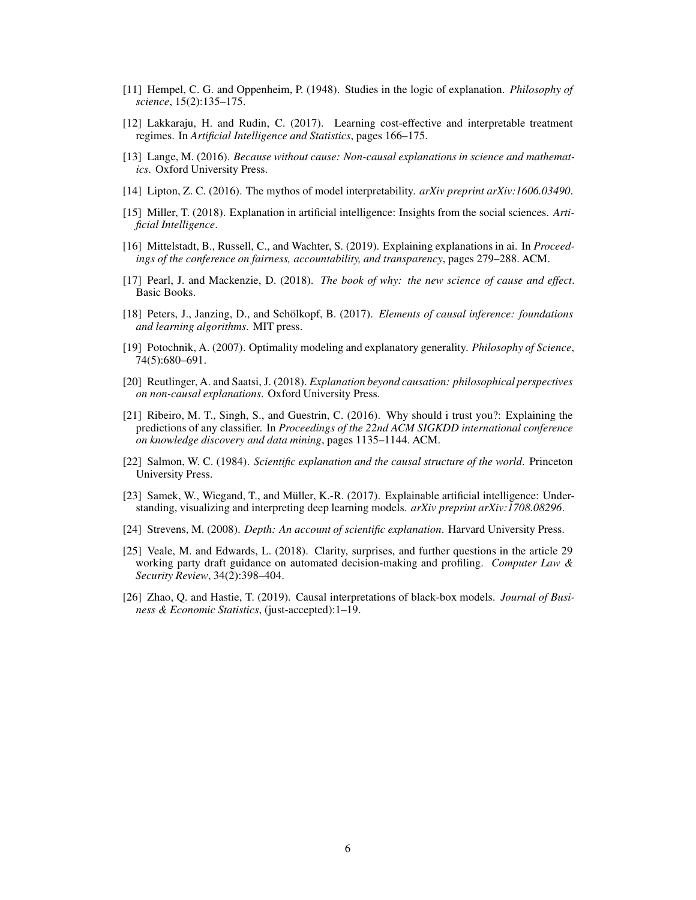[11] Hempel, C. G. and Oppenheim, P. (1948). Studies in the logic of explanation. *Philosophy of science*, 15(2):135–175.

[12] Lakkaraju, H. and Rudin, C. (2017). Learning cost-effective and interpretable treatment regimes. In *Artificial Intelligence and Statistics*, pages 166–175.

[13] Lange, M. (2016). *Because without cause: Non-causal explanations in science and mathematics*. Oxford University Press.

[14] Lipton, Z. C. (2016). The mythos of model interpretability. *arXiv preprint arXiv:1606.03490*.

[15] Miller, T. (2018). Explanation in artificial intelligence: Insights from the social sciences. *Artificial Intelligence*.

[16] Mittelstadt, B., Russell, C., and Wachter, S. (2019). Explaining explanations in ai. In *Proceedings of the conference on fairness, accountability, and transparency*, pages 279–288. ACM.

[17] Pearl, J. and Mackenzie, D. (2018). *The book of why: the new science of cause and effect*. Basic Books.

[18] Peters, J., Janzing, D., and Schölkopf, B. (2017). *Elements of causal inference: foundations and learning algorithms*. MIT press.

[19] Potochnik, A. (2007). Optimality modeling and explanatory generality. *Philosophy of Science*, 74(5):680–691.

[20] Reutlinger, A. and Saatsi, J. (2018). *Explanation beyond causation: philosophical perspectives on non-causal explanations*. Oxford University Press.

[21] Ribeiro, M. T., Singh, S., and Guestrin, C. (2016). Why should i trust you?: Explaining the predictions of any classifier. In *Proceedings of the 22nd ACM SIGKDD international conference on knowledge discovery and data mining*, pages 1135–1144. ACM.

[22] Salmon, W. C. (1984). *Scientific explanation and the causal structure of the world*. Princeton University Press.

[23] Samek, W., Wiegand, T., and Müller, K.-R. (2017). Explainable artificial intelligence: Understanding, visualizing and interpreting deep learning models. *arXiv preprint arXiv:1708.08296*.

[24] Strevens, M. (2008). *Depth: An account of scientific explanation*. Harvard University Press.

[25] Veale, M. and Edwards, L. (2018). Clarity, surprises, and further questions in the article 29 working party draft guidance on automated decision-making and profiling. *Computer Law & Security Review*, 34(2):398–404.

[26] Zhao, Q. and Hastie, T. (2019). Causal interpretations of black-box models. *Journal of Business & Economic Statistics*, (just-accepted):1–19.